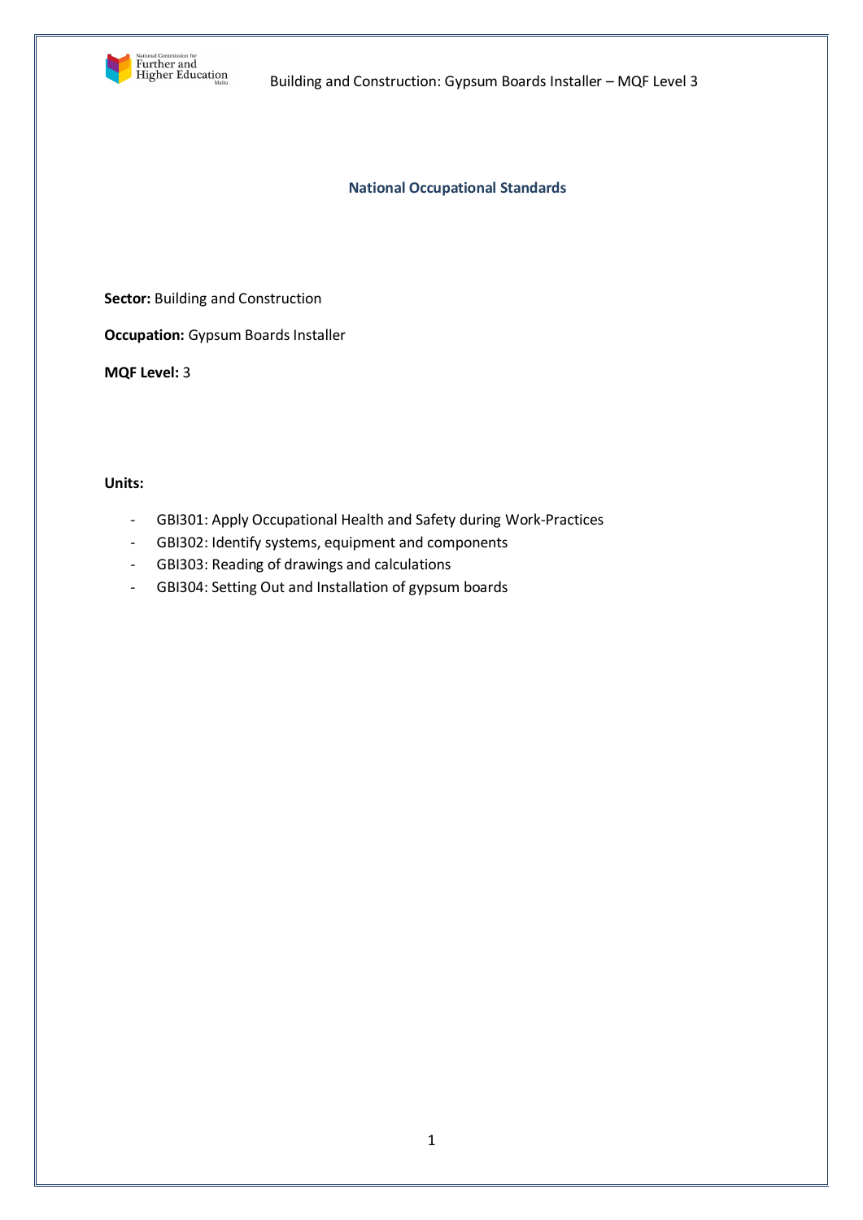# National Occupational Standards

**Sector:** Building and Construction

**Occupation:** Gypsum Boards Installer

**MQF Level:** 3

**Units:**

- GBI301: Apply Occupational Health and Safety during Work-Practices
- GBI302: Identify systems, equipment and components
- GBI303: Reading of drawings and calculations
- GBI304: Setting Out and Installation of gypsum boards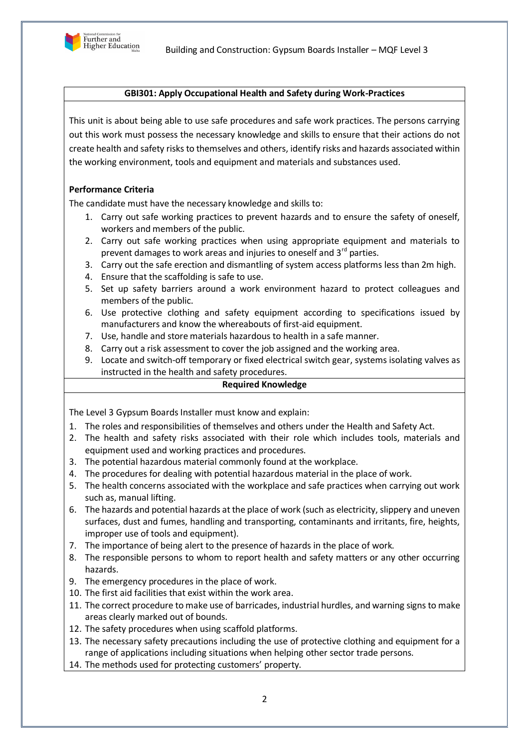## GBI301: Apply Occupational Health and Safety during Work-Practices

This unit is about being able to use safe procedures and safe work practices. The persons carrying out this work must possess the necessary knowledge and skills to ensure that their actions do not create health and safety risks to themselves and others, identify risks and hazards associated within the working environment, tools and equipment and materials and substances used.

**Performance Criteria**

The candidate must have the necessary knowledge and skills to:

1. Carry out safe working practices to prevent hazards and to ensure the safety of oneself, workers and members of the public.
2. Carry out safe working practices when using appropriate equipment and materials to prevent damages to work areas and injuries to oneself and 3rd parties.
3. Carry out the safe erection and dismantling of system access platforms less than 2m high.
4. Ensure that the scaffolding is safe to use.
5. Set up safety barriers around a work environment hazard to protect colleagues and members of the public.
6. Use protective clothing and safety equipment according to specifications issued by manufacturers and know the whereabouts of first-aid equipment.
7. Use, handle and store materials hazardous to health in a safe manner.
8. Carry out a risk assessment to cover the job assigned and the working area.
9. Locate and switch-off temporary or fixed electrical switch gear, systems isolating valves as instructed in the health and safety procedures.

**Required Knowledge**

The Level 3 Gypsum Boards Installer must know and explain:

1. The roles and responsibilities of themselves and others under the Health and Safety Act.
2. The health and safety risks associated with their role which includes tools, materials and equipment used and working practices and procedures.
3. The potential hazardous material commonly found at the workplace.
4. The procedures for dealing with potential hazardous material in the place of work.
5. The health concerns associated with the workplace and safe practices when carrying out work such as, manual lifting.
6. The hazards and potential hazards at the place of work (such as electricity, slippery and uneven surfaces, dust and fumes, handling and transporting, contaminants and irritants, fire, heights, improper use of tools and equipment).
7. The importance of being alert to the presence of hazards in the place of work.
8. The responsible persons to whom to report health and safety matters or any other occurring hazards.
9. The emergency procedures in the place of work.
10. The first aid facilities that exist within the work area.
11. The correct procedure to make use of barricades, industrial hurdles, and warning signs to make areas clearly marked out of bounds.
12. The safety procedures when using scaffold platforms.
13. The necessary safety precautions including the use of protective clothing and equipment for a range of applications including situations when helping other sector trade persons.
14. The methods used for protecting customers' property.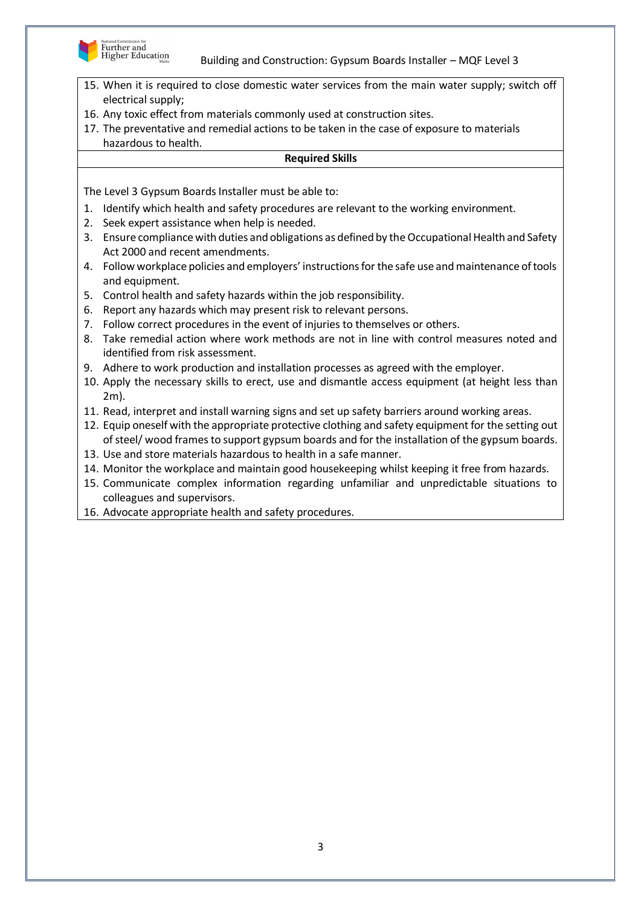15. When it is required to close domestic water services from the main water supply; switch off electrical supply;
16. Any toxic effect from materials commonly used at construction sites.
17. The preventative and remedial actions to be taken in the case of exposure to materials hazardous to health.

**Required Skills**

The Level 3 Gypsum Boards Installer must be able to:

1. Identify which health and safety procedures are relevant to the working environment.
2. Seek expert assistance when help is needed.
3. Ensure compliance with duties and obligations as defined by the Occupational Health and Safety Act 2000 and recent amendments.
4. Follow workplace policies and employers' instructions for the safe use and maintenance of tools and equipment.
5. Control health and safety hazards within the job responsibility.
6. Report any hazards which may present risk to relevant persons.
7. Follow correct procedures in the event of injuries to themselves or others.
8. Take remedial action where work methods are not in line with control measures noted and identified from risk assessment.
9. Adhere to work production and installation processes as agreed with the employer.
10. Apply the necessary skills to erect, use and dismantle access equipment (at height less than 2m).
11. Read, interpret and install warning signs and set up safety barriers around working areas.
12. Equip oneself with the appropriate protective clothing and safety equipment for the setting out of steel/ wood frames to support gypsum boards and for the installation of the gypsum boards.
13. Use and store materials hazardous to health in a safe manner.
14. Monitor the workplace and maintain good housekeeping whilst keeping it free from hazards.
15. Communicate complex information regarding unfamiliar and unpredictable situations to colleagues and supervisors.
16. Advocate appropriate health and safety procedures.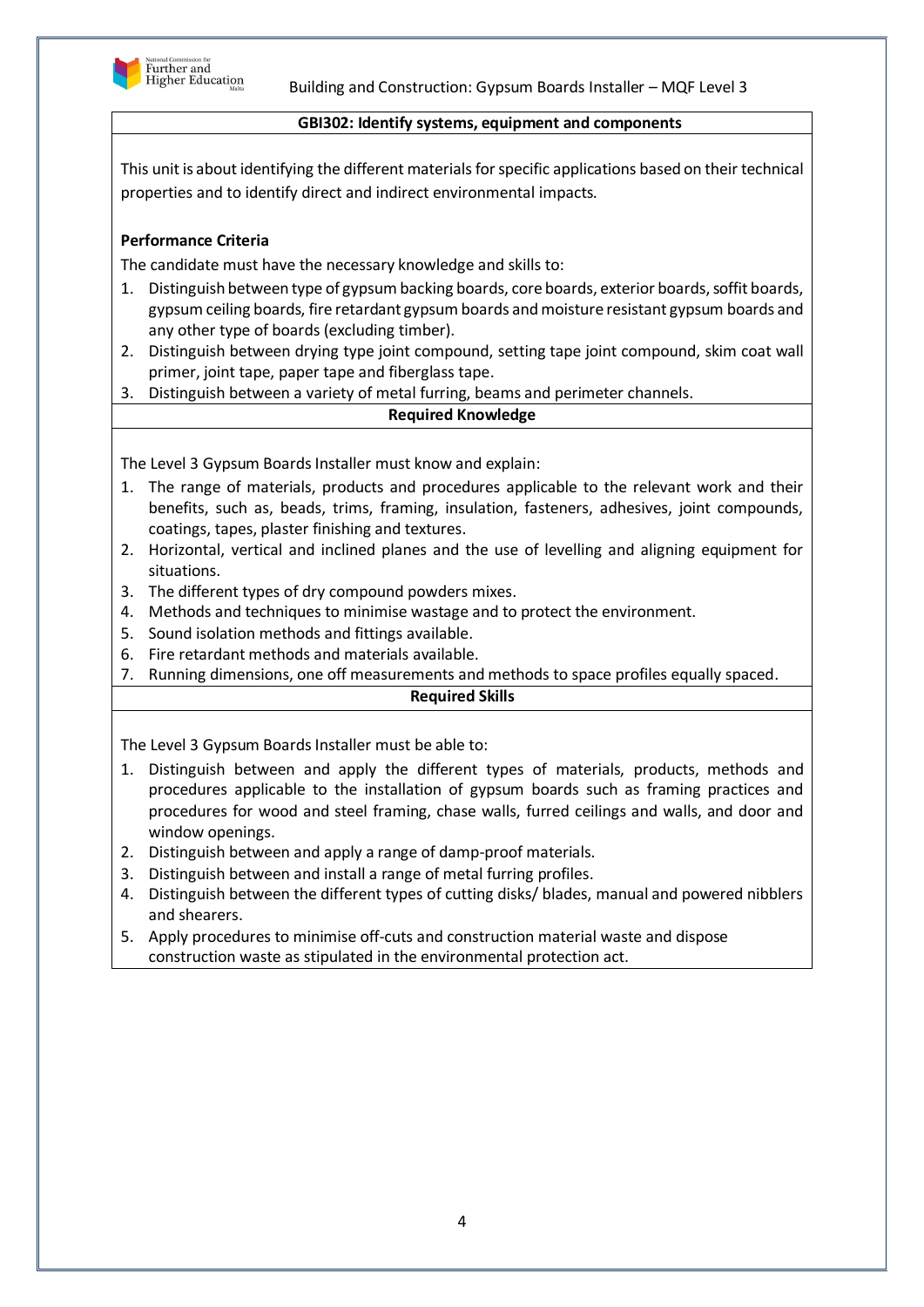## GBI302: Identify systems, equipment and components

This unit is about identifying the different materials for specific applications based on their technical properties and to identify direct and indirect environmental impacts.

**Performance Criteria**

The candidate must have the necessary knowledge and skills to:

1. Distinguish between type of gypsum backing boards, core boards, exterior boards, soffit boards, gypsum ceiling boards, fire retardant gypsum boards and moisture resistant gypsum boards and any other type of boards (excluding timber).
2. Distinguish between drying type joint compound, setting tape joint compound, skim coat wall primer, joint tape, paper tape and fiberglass tape.
3. Distinguish between a variety of metal furring, beams and perimeter channels.

### Required Knowledge

The Level 3 Gypsum Boards Installer must know and explain:

1. The range of materials, products and procedures applicable to the relevant work and their benefits, such as, beads, trims, framing, insulation, fasteners, adhesives, joint compounds, coatings, tapes, plaster finishing and textures.
2. Horizontal, vertical and inclined planes and the use of levelling and aligning equipment for situations.
3. The different types of dry compound powders mixes.
4. Methods and techniques to minimise wastage and to protect the environment.
5. Sound isolation methods and fittings available.
6. Fire retardant methods and materials available.
7. Running dimensions, one off measurements and methods to space profiles equally spaced.

### Required Skills

The Level 3 Gypsum Boards Installer must be able to:

1. Distinguish between and apply the different types of materials, products, methods and procedures applicable to the installation of gypsum boards such as framing practices and procedures for wood and steel framing, chase walls, furred ceilings and walls, and door and window openings.
2. Distinguish between and apply a range of damp-proof materials.
3. Distinguish between and install a range of metal furring profiles.
4. Distinguish between the different types of cutting disks/ blades, manual and powered nibblers and shearers.
5. Apply procedures to minimise off-cuts and construction material waste and dispose construction waste as stipulated in the environmental protection act.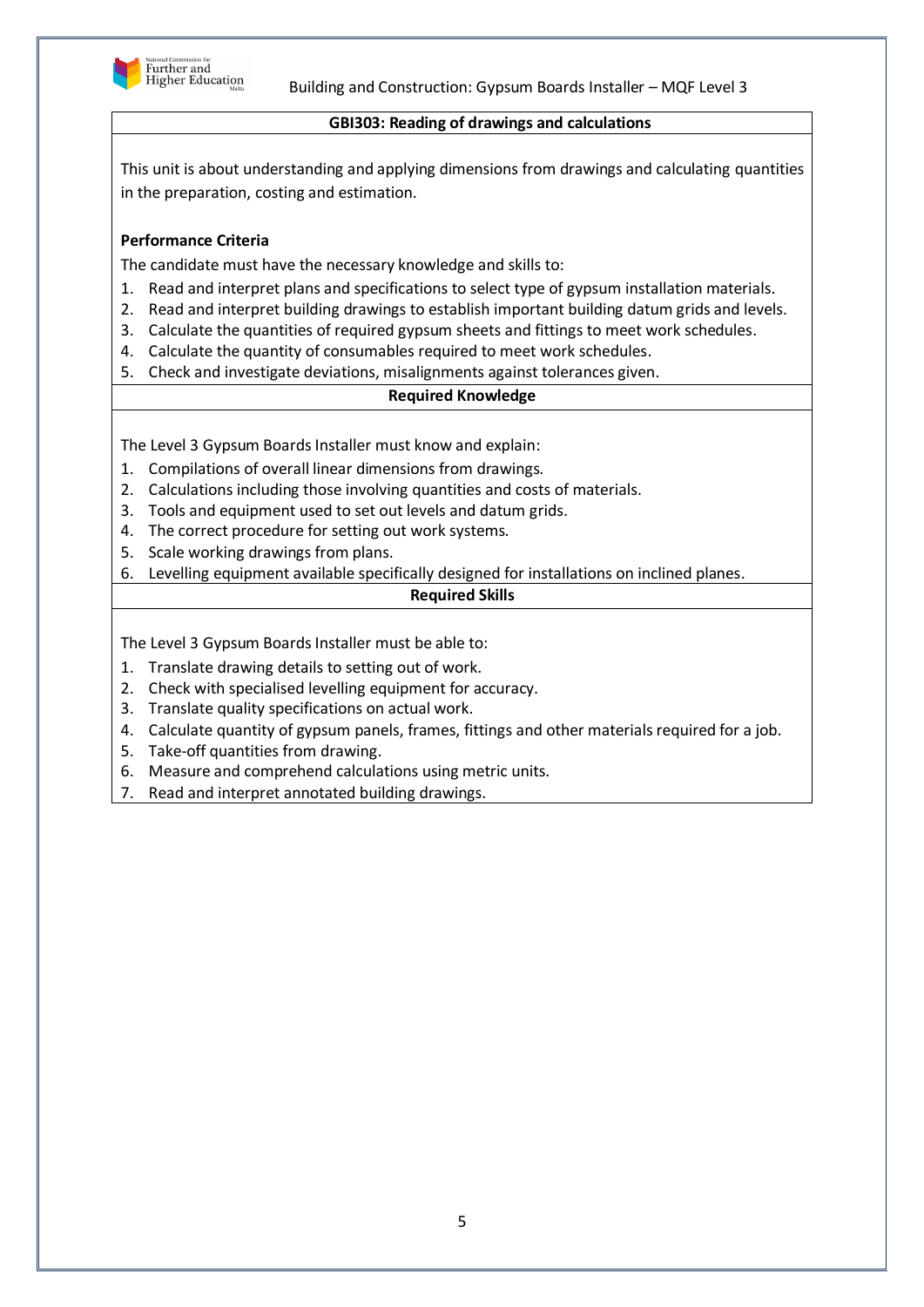## GBI303: Reading of drawings and calculations

This unit is about understanding and applying dimensions from drawings and calculating quantities in the preparation, costing and estimation.

**Performance Criteria**

The candidate must have the necessary knowledge and skills to:

1. Read and interpret plans and specifications to select type of gypsum installation materials.
2. Read and interpret building drawings to establish important building datum grids and levels.
3. Calculate the quantities of required gypsum sheets and fittings to meet work schedules.
4. Calculate the quantity of consumables required to meet work schedules.
5. Check and investigate deviations, misalignments against tolerances given.

### Required Knowledge

The Level 3 Gypsum Boards Installer must know and explain:

1. Compilations of overall linear dimensions from drawings.
2. Calculations including those involving quantities and costs of materials.
3. Tools and equipment used to set out levels and datum grids.
4. The correct procedure for setting out work systems.
5. Scale working drawings from plans.
6. Levelling equipment available specifically designed for installations on inclined planes.

### Required Skills

The Level 3 Gypsum Boards Installer must be able to:

1. Translate drawing details to setting out of work.
2. Check with specialised levelling equipment for accuracy.
3. Translate quality specifications on actual work.
4. Calculate quantity of gypsum panels, frames, fittings and other materials required for a job.
5. Take-off quantities from drawing.
6. Measure and comprehend calculations using metric units.
7. Read and interpret annotated building drawings.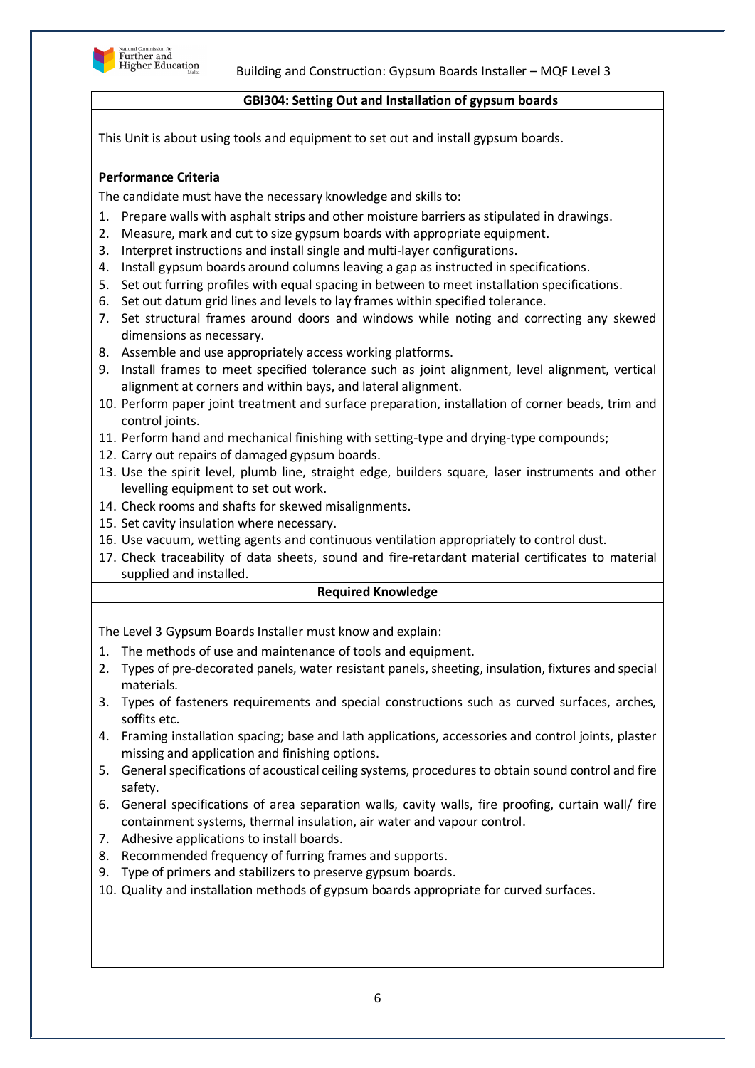## GBI304: Setting Out and Installation of gypsum boards

This Unit is about using tools and equipment to set out and install gypsum boards.

**Performance Criteria**

The candidate must have the necessary knowledge and skills to:

1. Prepare walls with asphalt strips and other moisture barriers as stipulated in drawings.
2. Measure, mark and cut to size gypsum boards with appropriate equipment.
3. Interpret instructions and install single and multi-layer configurations.
4. Install gypsum boards around columns leaving a gap as instructed in specifications.
5. Set out furring profiles with equal spacing in between to meet installation specifications.
6. Set out datum grid lines and levels to lay frames within specified tolerance.
7. Set structural frames around doors and windows while noting and correcting any skewed dimensions as necessary.
8. Assemble and use appropriately access working platforms.
9. Install frames to meet specified tolerance such as joint alignment, level alignment, vertical alignment at corners and within bays, and lateral alignment.
10. Perform paper joint treatment and surface preparation, installation of corner beads, trim and control joints.
11. Perform hand and mechanical finishing with setting-type and drying-type compounds;
12. Carry out repairs of damaged gypsum boards.
13. Use the spirit level, plumb line, straight edge, builders square, laser instruments and other levelling equipment to set out work.
14. Check rooms and shafts for skewed misalignments.
15. Set cavity insulation where necessary.
16. Use vacuum, wetting agents and continuous ventilation appropriately to control dust.
17. Check traceability of data sheets, sound and fire-retardant material certificates to material supplied and installed.

**Required Knowledge**

The Level 3 Gypsum Boards Installer must know and explain:

1. The methods of use and maintenance of tools and equipment.
2. Types of pre-decorated panels, water resistant panels, sheeting, insulation, fixtures and special materials.
3. Types of fasteners requirements and special constructions such as curved surfaces, arches, soffits etc.
4. Framing installation spacing; base and lath applications, accessories and control joints, plaster missing and application and finishing options.
5. General specifications of acoustical ceiling systems, procedures to obtain sound control and fire safety.
6. General specifications of area separation walls, cavity walls, fire proofing, curtain wall/ fire containment systems, thermal insulation, air water and vapour control.
7. Adhesive applications to install boards.
8. Recommended frequency of furring frames and supports.
9. Type of primers and stabilizers to preserve gypsum boards.
10. Quality and installation methods of gypsum boards appropriate for curved surfaces.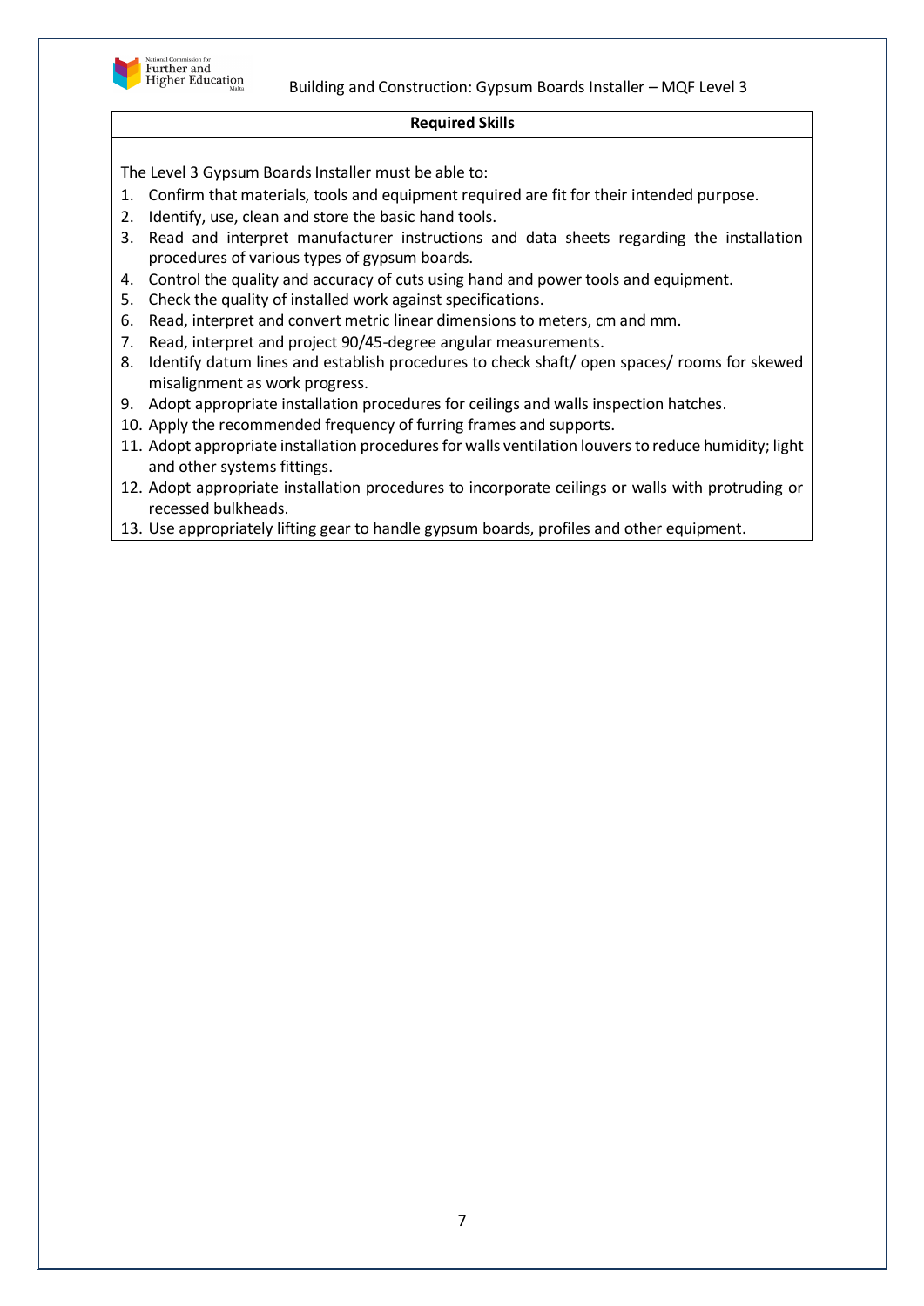**Required Skills**

The Level 3 Gypsum Boards Installer must be able to:

1. Confirm that materials, tools and equipment required are fit for their intended purpose.
2. Identify, use, clean and store the basic hand tools.
3. Read and interpret manufacturer instructions and data sheets regarding the installation procedures of various types of gypsum boards.
4. Control the quality and accuracy of cuts using hand and power tools and equipment.
5. Check the quality of installed work against specifications.
6. Read, interpret and convert metric linear dimensions to meters, cm and mm.
7. Read, interpret and project 90/45-degree angular measurements.
8. Identify datum lines and establish procedures to check shaft/ open spaces/ rooms for skewed misalignment as work progress.
9. Adopt appropriate installation procedures for ceilings and walls inspection hatches.
10. Apply the recommended frequency of furring frames and supports.
11. Adopt appropriate installation procedures for walls ventilation louvers to reduce humidity; light and other systems fittings.
12. Adopt appropriate installation procedures to incorporate ceilings or walls with protruding or recessed bulkheads.
13. Use appropriately lifting gear to handle gypsum boards, profiles and other equipment.